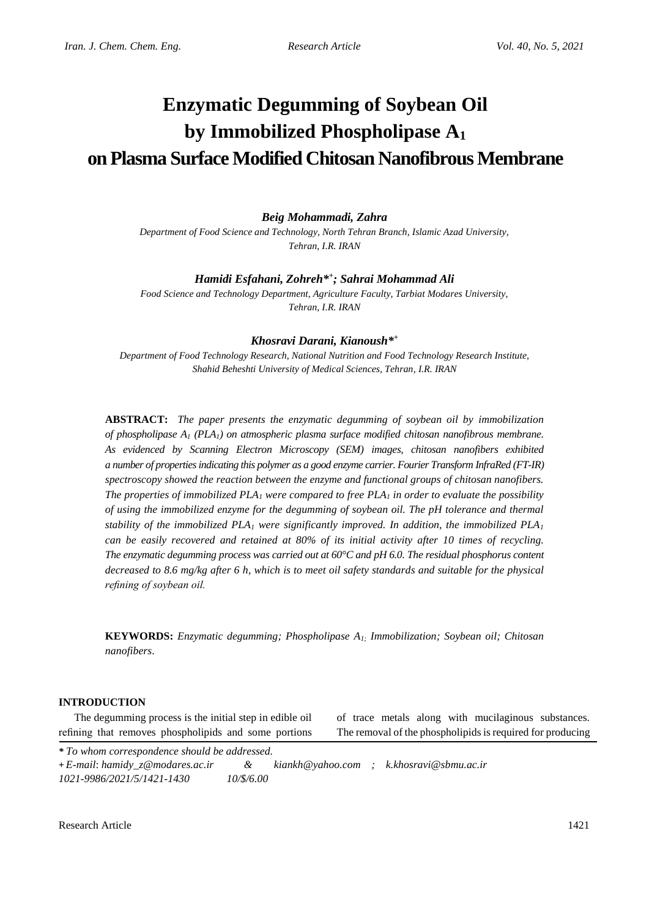# Enzymatic Degumming of Soybean Oil by Immobilized Phospholipase $A_1$ on Plasma Surface Modified Chitosan Nanofibrous Membrane

***Beig Mohammadi, Zahra***

*Department of Food Science and Technology, North Tehran Branch, Islamic Azad University, Tehran, I.R. IRAN*

***Hamidi Esfahani, Zohreh**\*+; Sahrai Mohammad Ali***

*Food Science and Technology Department, Agriculture Faculty, Tarbiat Modares University, Tehran, I.R. IRAN*

***Khosravi Darani, Kianoush**\*+*

*Department of Food Technology Research, National Nutrition and Food Technology Research Institute, Shahid Beheshti University of Medical Sciences, Tehran, I.R. IRAN*

**ABSTRACT:** *The paper presents the enzymatic degumming of soybean oil by immobilization of phospholipase $A_1$ ($PLA_1$) on atmospheric plasma surface modified chitosan nanofibrous membrane. As evidenced by Scanning Electron Microscopy (SEM) images, chitosan nanofibers exhibited a number of properties indicating this polymer as a good enzyme carrier. Fourier Transform InfraRed (FT-IR) spectroscopy showed the reaction between the enzyme and functional groups of chitosan nanofibers. The properties of immobilized $PLA_1$ were compared to free $PLA_1$ in order to evaluate the possibility of using the immobilized enzyme for the degumming of soybean oil. The pH tolerance and thermal stability of the immobilized $PLA_1$ were significantly improved. In addition, the immobilized $PLA_1$ can be easily recovered and retained at 80% of its initial activity after 10 times of recycling. The enzymatic degumming process was carried out at 60°C and pH 6.0. The residual phosphorus content decreased to 8.6 mg/kg after 6 h, which is to meet oil safety standards and suitable for the physical refining of soybean oil.*

**KEYWORDS:** *Enzymatic degumming; Phospholipase $A_1$; Immobilization; Soybean oil; Chitosan nanofibers.*

## INTRODUCTION

The degumming process is the initial step in edible oil refining that removes phospholipids and some portions of trace metals along with mucilaginous substances. The removal of the phospholipids is required for producing

\* *To whom correspondence should be addressed.*
\+ *E-mail: hamidy_z@modares.ac.ir & kiankh@yahoo.com ; k.khosravi@sbmu.ac.ir*
*1021-9986/2021/5/1421-1430 10/$/6.00*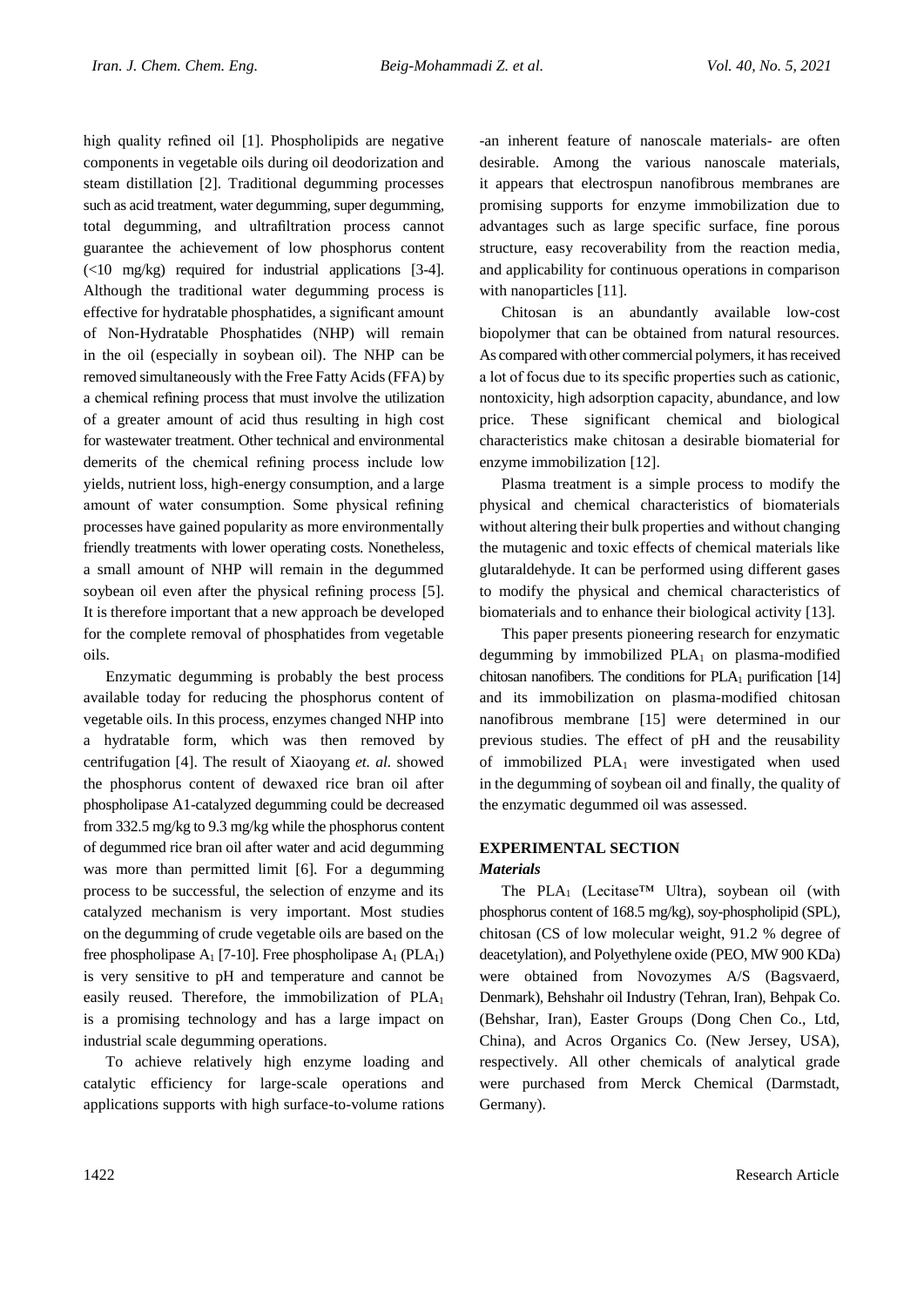high quality refined oil [1]. Phospholipids are negative components in vegetable oils during oil deodorization and steam distillation [2]. Traditional degumming processes such as acid treatment, water degumming, super degumming, total degumming, and ultrafiltration process cannot guarantee the achievement of low phosphorus content (<10 mg/kg) required for industrial applications [3-4]. Although the traditional water degumming process is effective for hydratable phosphatides, a significant amount of Non-Hydratable Phosphatides (NHP) will remain in the oil (especially in soybean oil). The NHP can be removed simultaneously with the Free Fatty Acids (FFA) by a chemical refining process that must involve the utilization of a greater amount of acid thus resulting in high cost for wastewater treatment. Other technical and environmental demerits of the chemical refining process include low yields, nutrient loss, high-energy consumption, and a large amount of water consumption. Some physical refining processes have gained popularity as more environmentally friendly treatments with lower operating costs. Nonetheless, a small amount of NHP will remain in the degummed soybean oil even after the physical refining process [5]. It is therefore important that a new approach be developed for the complete removal of phosphatides from vegetable oils.

Enzymatic degumming is probably the best process available today for reducing the phosphorus content of vegetable oils. In this process, enzymes changed NHP into a hydratable form, which was then removed by centrifugation [4]. The result of Xiaoyang *et. al.* showed the phosphorus content of dewaxed rice bran oil after phospholipase A1-catalyzed degumming could be decreased from 332.5 mg/kg to 9.3 mg/kg while the phosphorus content of degummed rice bran oil after water and acid degumming was more than permitted limit [6]. For a degumming process to be successful, the selection of enzyme and its catalyzed mechanism is very important. Most studies on the degumming of crude vegetable oils are based on the free phospholipase $A_1$ [7-10]. Free phospholipase $A_1$ ($PLA_1$) is very sensitive to pH and temperature and cannot be easily reused. Therefore, the immobilization of $PLA_1$ is a promising technology and has a large impact on industrial scale degumming operations.

To achieve relatively high enzyme loading and catalytic efficiency for large-scale operations and applications supports with high surface-to-volume rations -an inherent feature of nanoscale materials- are often desirable. Among the various nanoscale materials, it appears that electrospun nanofibrous membranes are promising supports for enzyme immobilization due to advantages such as large specific surface, fine porous structure, easy recoverability from the reaction media, and applicability for continuous operations in comparison with nanoparticles [11].

Chitosan is an abundantly available low-cost biopolymer that can be obtained from natural resources. As compared with other commercial polymers, it has received a lot of focus due to its specific properties such as cationic, nontoxicity, high adsorption capacity, abundance, and low price. These significant chemical and biological characteristics make chitosan a desirable biomaterial for enzyme immobilization [12].

Plasma treatment is a simple process to modify the physical and chemical characteristics of biomaterials without altering their bulk properties and without changing the mutagenic and toxic effects of chemical materials like glutaraldehyde. It can be performed using different gases to modify the physical and chemical characteristics of biomaterials and to enhance their biological activity [13].

This paper presents pioneering research for enzymatic degumming by immobilized $PLA_1$ on plasma-modified chitosan nanofibers. The conditions for $PLA_1$ purification [14] and its immobilization on plasma-modified chitosan nanofibrous membrane [15] were determined in our previous studies. The effect of pH and the reusability of immobilized $PLA_1$ were investigated when used in the degumming of soybean oil and finally, the quality of the enzymatic degummed oil was assessed.

## EXPERIMENTAL SECTION

### *Materials*

The $PLA_1$ (Lecitase™ Ultra), soybean oil (with phosphorus content of 168.5 mg/kg), soy-phospholipid (SPL), chitosan (CS of low molecular weight, 91.2 % degree of deacetylation), and Polyethylene oxide (PEO, MW 900 KDa) were obtained from Novozymes A/S (Bagsvaerd, Denmark), Behshahr oil Industry (Tehran, Iran), Behpak Co. (Behshar, Iran), Easter Groups (Dong Chen Co., Ltd, China), and Acros Organics Co. (New Jersey, USA), respectively. All other chemicals of analytical grade were purchased from Merck Chemical (Darmstadt, Germany).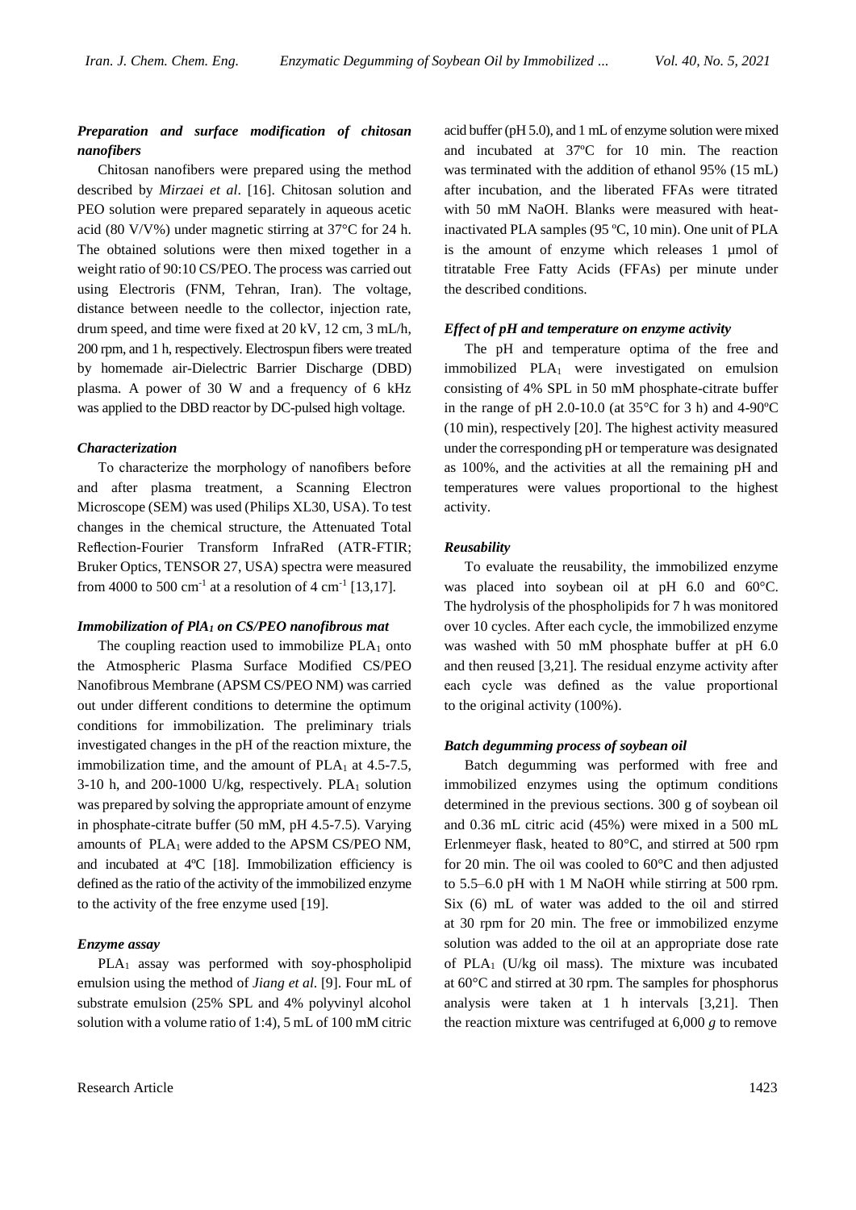### *Preparation and surface modification of chitosan nanofibers*

Chitosan nanofibers were prepared using the method described by *Mirzaei et al*. [16]. Chitosan solution and PEO solution were prepared separately in aqueous acetic acid (80 V/V%) under magnetic stirring at 37°C for 24 h. The obtained solutions were then mixed together in a weight ratio of 90:10 CS/PEO. The process was carried out using Electroris (FNM, Tehran, Iran). The voltage, distance between needle to the collector, injection rate, drum speed, and time were fixed at 20 kV, 12 cm, 3 mL/h, 200 rpm, and 1 h, respectively. Electrospun fibers were treated by homemade air-Dielectric Barrier Discharge (DBD) plasma. A power of 30 W and a frequency of 6 kHz was applied to the DBD reactor by DC-pulsed high voltage.

### *Characterization*

To characterize the morphology of nanofibers before and after plasma treatment, a Scanning Electron Microscope (SEM) was used (Philips XL30, USA). To test changes in the chemical structure, the Attenuated Total Reflection-Fourier Transform InfraRed (ATR-FTIR; Bruker Optics, TENSOR 27, USA) spectra were measured from 4000 to 500 $cm^{-1}$ at a resolution of 4 $cm^{-1}$ [13,17].

### *Immobilization of $PlA_1$ on CS/PEO nanofibrous mat*

The coupling reaction used to immobilize $PLA_1$ onto the Atmospheric Plasma Surface Modified CS/PEO Nanofibrous Membrane (APSM CS/PEO NM) was carried out under different conditions to determine the optimum conditions for immobilization. The preliminary trials investigated changes in the pH of the reaction mixture, the immobilization time, and the amount of $PLA_1$ at 4.5-7.5, 3-10 h, and 200-1000 U/kg, respectively. $PLA_1$ solution was prepared by solving the appropriate amount of enzyme in phosphate-citrate buffer (50 mM, pH 4.5-7.5). Varying amounts of $PLA_1$ were added to the APSM CS/PEO NM, and incubated at 4ºC [18]. Immobilization efficiency is defined as the ratio of the activity of the immobilized enzyme to the activity of the free enzyme used [19].

### *Enzyme assay*

$PLA_1$ assay was performed with soy-phospholipid emulsion using the method of *Jiang et al*. [9]. Four mL of substrate emulsion (25% SPL and 4% polyvinyl alcohol solution with a volume ratio of 1:4), 5 mL of 100 mM citric acid buffer (pH 5.0), and 1 mL of enzyme solution were mixed and incubated at 37ºC for 10 min. The reaction was terminated with the addition of ethanol 95% (15 mL) after incubation, and the liberated FFAs were titrated with 50 mM NaOH. Blanks were measured with heat-inactivated PLA samples (95 ºC, 10 min). One unit of PLA is the amount of enzyme which releases 1 µmol of titratable Free Fatty Acids (FFAs) per minute under the described conditions.

### *Effect of pH and temperature on enzyme activity*

The pH and temperature optima of the free and immobilized $PLA_1$ were investigated on emulsion consisting of 4% SPL in 50 mM phosphate-citrate buffer in the range of pH 2.0-10.0 (at 35°C for 3 h) and 4-90ºC (10 min), respectively [20]. The highest activity measured under the corresponding pH or temperature was designated as 100%, and the activities at all the remaining pH and temperatures were values proportional to the highest activity.

### *Reusability*

To evaluate the reusability, the immobilized enzyme was placed into soybean oil at pH 6.0 and 60°C. The hydrolysis of the phospholipids for 7 h was monitored over 10 cycles. After each cycle, the immobilized enzyme was washed with 50 mM phosphate buffer at pH 6.0 and then reused [3,21]. The residual enzyme activity after each cycle was defined as the value proportional to the original activity (100%).

### *Batch degumming process of soybean oil*

Batch degumming was performed with free and immobilized enzymes using the optimum conditions determined in the previous sections. 300 g of soybean oil and 0.36 mL citric acid (45%) were mixed in a 500 mL Erlenmeyer flask, heated to 80°C, and stirred at 500 rpm for 20 min. The oil was cooled to 60°C and then adjusted to 5.5–6.0 pH with 1 M NaOH while stirring at 500 rpm. Six (6) mL of water was added to the oil and stirred at 30 rpm for 20 min. The free or immobilized enzyme solution was added to the oil at an appropriate dose rate of $PLA_1$ (U/kg oil mass). The mixture was incubated at 60°C and stirred at 30 rpm. The samples for phosphorus analysis were taken at 1 h intervals [3,21]. Then the reaction mixture was centrifuged at 6,000 *g* to remove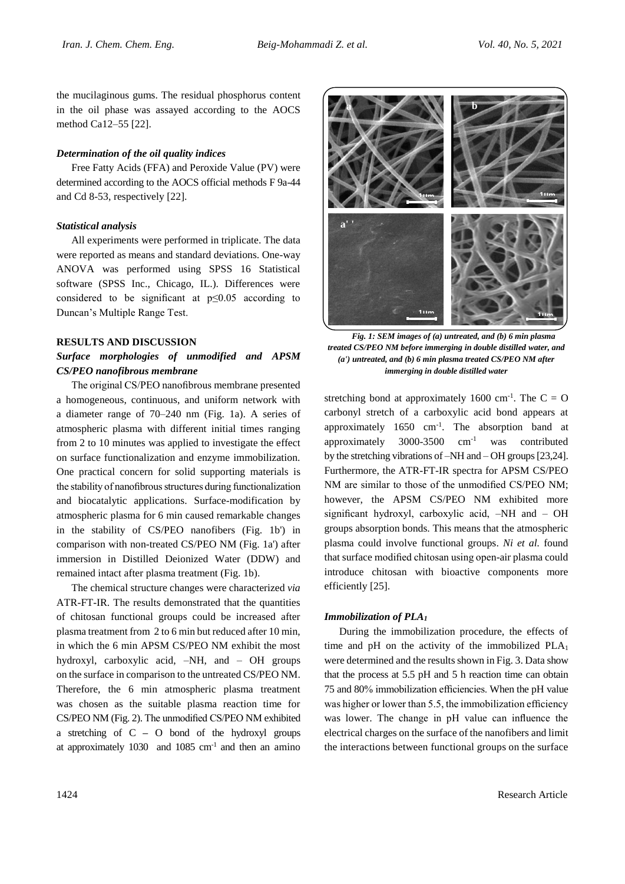the mucilaginous gums. The residual phosphorus content in the oil phase was assayed according to the AOCS method Ca12–55 [22].

### *Determination of the oil quality indices*

Free Fatty Acids (FFA) and Peroxide Value (PV) were determined according to the AOCS official methods F 9a-44 and Cd 8-53, respectively [22].

### *Statistical analysis*

All experiments were performed in triplicate. The data were reported as means and standard deviations. One-way ANOVA was performed using SPSS 16 Statistical software (SPSS Inc., Chicago, IL.). Differences were considered to be significant at $p \leq 0.05$ according to Duncan's Multiple Range Test.

## RESULTS AND DISCUSSION

### *Surface morphologies of unmodified and APSM CS/PEO nanofibrous membrane*

The original CS/PEO nanofibrous membrane presented a homogeneous, continuous, and uniform network with a diameter range of 70–240 nm (Fig. 1a). A series of atmospheric plasma with different initial times ranging from 2 to 10 minutes was applied to investigate the effect on surface functionalization and enzyme immobilization. One practical concern for solid supporting materials is the stability of nanofibrous structures during functionalization and biocatalytic applications. Surface-modification by atmospheric plasma for 6 min caused remarkable changes in the stability of CS/PEO nanofibers (Fig. 1b') in comparison with non-treated CS/PEO NM (Fig. 1a') after immersion in Distilled Deionized Water (DDW) and remained intact after plasma treatment (Fig. 1b).

*Fig. 1: SEM images of (a) untreated, and (b) 6 min plasma treated CS/PEO NM before immerging in double distilled water, and (a') untreated, and (b) 6 min plasma treated CS/PEO NM after immerging in double distilled water*

The chemical structure changes were characterized *via* ATR-FT-IR. The results demonstrated that the quantities of chitosan functional groups could be increased after plasma treatment from 2 to 6 min but reduced after 10 min, in which the 6 min APSM CS/PEO NM exhibit the most hydroxyl, carboxylic acid, –NH, and – OH groups on the surface in comparison to the untreated CS/PEO NM. Therefore, the 6 min atmospheric plasma treatment was chosen as the suitable plasma reaction time for CS/PEO NM (Fig. 2). The unmodified CS/PEO NM exhibited a stretching of C – O bond of the hydroxyl groups at approximately 1030 and 1085 cm$^{-1}$ and then an amino stretching bond at approximately 1600 cm$^{-1}$. The C = O carbonyl stretch of a carboxylic acid bond appears at approximately 1650 cm$^{-1}$. The absorption band at approximately 3000-3500 cm$^{-1}$ was contributed by the stretching vibrations of –NH and – OH groups [23,24]. Furthermore, the ATR-FT-IR spectra for APSM CS/PEO NM are similar to those of the unmodified CS/PEO NM; however, the APSM CS/PEO NM exhibited more significant hydroxyl, carboxylic acid, –NH and – OH groups absorption bonds. This means that the atmospheric plasma could involve functional groups. *Ni et al.* found that surface modified chitosan using open-air plasma could introduce chitosan with bioactive components more efficiently [25].

### *Immobilization of $PLA_1$*

During the immobilization procedure, the effects of time and pH on the activity of the immobilized $PLA_1$ were determined and the results shown in Fig. 3. Data show that the process at 5.5 pH and 5 h reaction time can obtain 75 and 80% immobilization efficiencies. When the pH value was higher or lower than 5.5, the immobilization efficiency was lower. The change in pH value can influence the electrical charges on the surface of the nanofibers and limit the interactions between functional groups on the surface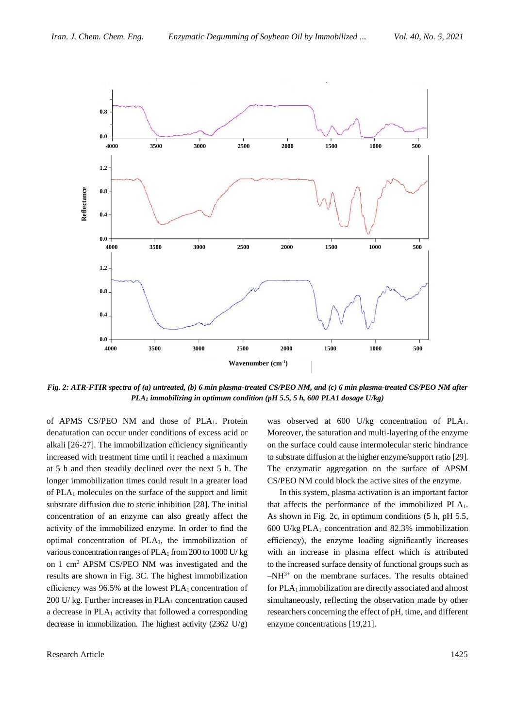Fig. 2: ATR-FTIR spectra of (a) untreated, (b) 6 min plasma-treated CS/PEO NM, and (c) 6 min plasma-treated CS/PEO NM after $PLA_1$ immobilizing in optimum condition (pH 5.5, 5 h, 600 PLA1 dosage U/kg)

of APMS CS/PEO NM and those of $PLA_1$. Protein denaturation can occur under conditions of excess acid or alkali [26-27]. The immobilization efficiency significantly increased with treatment time until it reached a maximum at 5 h and then steadily declined over the next 5 h. The longer immobilization times could result in a greater load of $PLA_1$ molecules on the surface of the support and limit substrate diffusion due to steric inhibition [28]. The initial concentration of an enzyme can also greatly affect the activity of the immobilized enzyme. In order to find the optimal concentration of $PLA_1$, the immobilization of various concentration ranges of $PLA_1$ from 200 to 1000 U/ kg on 1 $cm^2$ APSM CS/PEO NM was investigated and the results are shown in Fig. 3C. The highest immobilization efficiency was 96.5% at the lowest $PLA_1$ concentration of 200 U/ kg. Further increases in $PLA_1$ concentration caused a decrease in $PLA_1$ activity that followed a corresponding decrease in immobilization. The highest activity (2362 U/g) was observed at 600 U/kg concentration of $PLA_1$. Moreover, the saturation and multi-layering of the enzyme on the surface could cause intermolecular steric hindrance to substrate diffusion at the higher enzyme/support ratio [29]. The enzymatic aggregation on the surface of APSM CS/PEO NM could block the active sites of the enzyme.

In this system, plasma activation is an important factor that affects the performance of the immobilized $PLA_1$. As shown in Fig. 2c, in optimum conditions (5 h, pH 5.5, 600 U/kg $PLA_1$ concentration and 82.3% immobilization efficiency), the enzyme loading significantly increases with an increase in plasma effect which is attributed to the increased surface density of functional groups such as $–NH^{3+}$ on the membrane surfaces. The results obtained for $PLA_1$ immobilization are directly associated and almost simultaneously, reflecting the observation made by other researchers concerning the effect of pH, time, and different enzyme concentrations [19,21].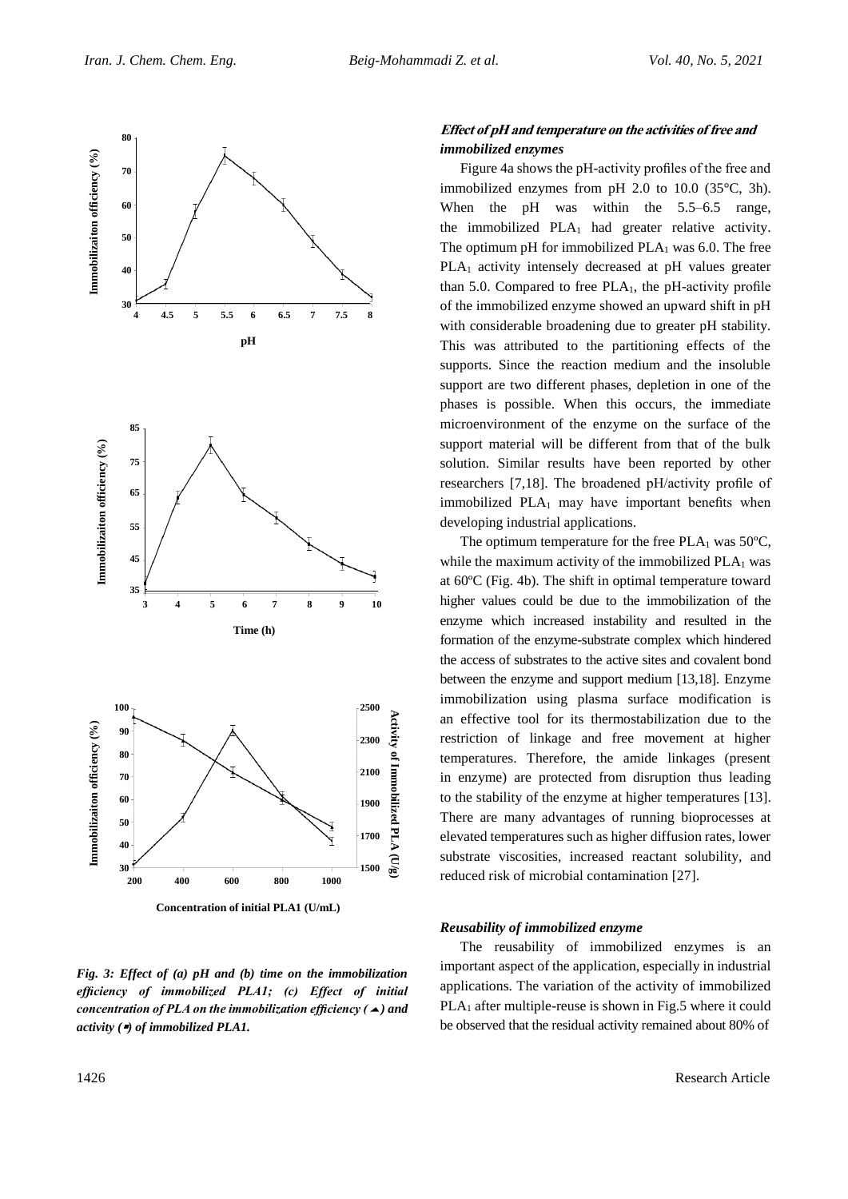Fig. 3: Effect of (a) pH and (b) time on the immobilization efficiency of immobilized PLA1; (c) Effect of initial concentration of PLA on the immobilization efficiency (▲) and activity (■) of immobilized PLA1.

***Effect of pH and temperature on the activities of free and immobilized enzymes***

Figure 4a shows the pH-activity profiles of the free and immobilized enzymes from pH 2.0 to 10.0 (35°C, 3h). When the pH was within the 5.5–6.5 range, the immobilized $PLA_1$ had greater relative activity. The optimum pH for immobilized $PLA_1$ was 6.0. The free $PLA_1$ activity intensely decreased at pH values greater than 5.0. Compared to free $PLA_1$, the pH-activity profile of the immobilized enzyme showed an upward shift in pH with considerable broadening due to greater pH stability. This was attributed to the partitioning effects of the supports. Since the reaction medium and the insoluble support are two different phases, depletion in one of the phases is possible. When this occurs, the immediate microenvironment of the enzyme on the surface of the support material will be different from that of the bulk solution. Similar results have been reported by other researchers [7,18]. The broadened pH/activity profile of immobilized $PLA_1$ may have important benefits when developing industrial applications.

The optimum temperature for the free $PLA_1$ was 50ºC, while the maximum activity of the immobilized $PLA_1$ was at 60ºC (Fig. 4b). The shift in optimal temperature toward higher values could be due to the immobilization of the enzyme which increased instability and resulted in the formation of the enzyme-substrate complex which hindered the access of substrates to the active sites and covalent bond between the enzyme and support medium [13,18]. Enzyme immobilization using plasma surface modification is an effective tool for its thermostabilization due to the restriction of linkage and free movement at higher temperatures. Therefore, the amide linkages (present in enzyme) are protected from disruption thus leading to the stability of the enzyme at higher temperatures [13]. There are many advantages of running bioprocesses at elevated temperatures such as higher diffusion rates, lower substrate viscosities, increased reactant solubility, and reduced risk of microbial contamination [27].

***Reusability of immobilized enzyme***

The reusability of immobilized enzymes is an important aspect of the application, especially in industrial applications. The variation of the activity of immobilized $PLA_1$ after multiple-reuse is shown in Fig.5 where it could be observed that the residual activity remained about 80% of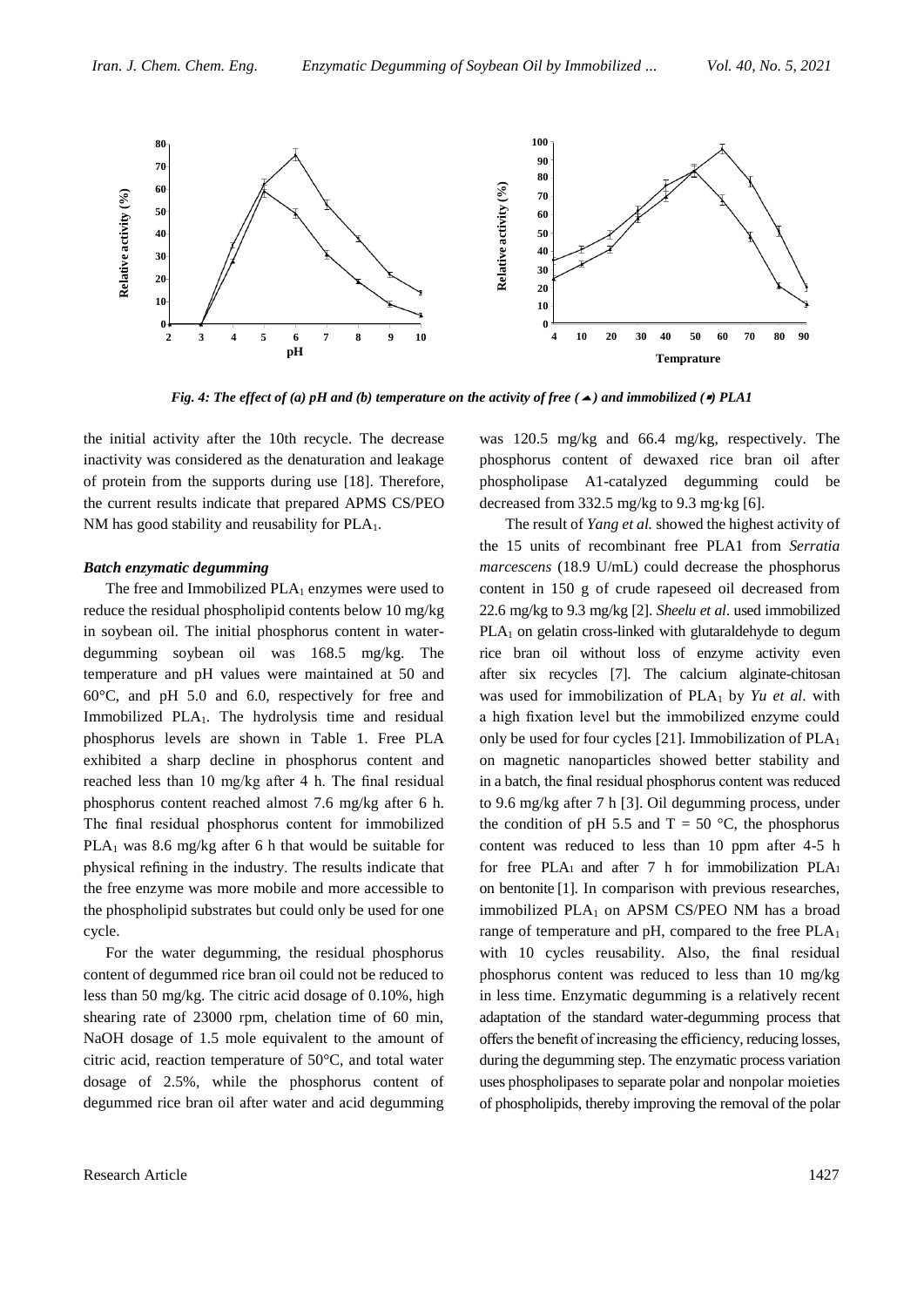Fig. 4: The effect of (a) pH and (b) temperature on the activity of free (▲) and immobilized (●) PLA1

the initial activity after the 10th recycle. The decrease inactivity was considered as the denaturation and leakage of protein from the supports during use [18]. Therefore, the current results indicate that prepared APMS CS/PEO NM has good stability and reusability for $PLA_1$.

### *Batch enzymatic degumming*

The free and Immobilized $PLA_1$ enzymes were used to reduce the residual phospholipid contents below 10 mg/kg in soybean oil. The initial phosphorus content in water-degumming soybean oil was 168.5 mg/kg. The temperature and pH values were maintained at 50 and 60°C, and pH 5.0 and 6.0, respectively for free and Immobilized $PLA_1$. The hydrolysis time and residual phosphorus levels are shown in Table 1. Free PLA exhibited a sharp decline in phosphorus content and reached less than 10 mg/kg after 4 h. The final residual phosphorus content reached almost 7.6 mg/kg after 6 h. The final residual phosphorus content for immobilized $PLA_1$ was 8.6 mg/kg after 6 h that would be suitable for physical refining in the industry. The results indicate that the free enzyme was more mobile and more accessible to the phospholipid substrates but could only be used for one cycle.

For the water degumming, the residual phosphorus content of degummed rice bran oil could not be reduced to less than 50 mg/kg. The citric acid dosage of 0.10%, high shearing rate of 23000 rpm, chelation time of 60 min, NaOH dosage of 1.5 mole equivalent to the amount of citric acid, reaction temperature of 50°C, and total water dosage of 2.5%, while the phosphorus content of degummed rice bran oil after water and acid degumming was 120.5 mg/kg and 66.4 mg/kg, respectively. The phosphorus content of dewaxed rice bran oil after phospholipase A1-catalyzed degumming could be decreased from 332.5 mg/kg to 9.3 mg·kg [6].

The result of *Yang et al.* showed the highest activity of the 15 units of recombinant free PLA1 from *Serratia marcescens* (18.9 U/mL) could decrease the phosphorus content in 150 g of crude rapeseed oil decreased from 22.6 mg/kg to 9.3 mg/kg [2]. *Sheelu et al*. used immobilized $PLA_1$ on gelatin cross-linked with glutaraldehyde to degum rice bran oil without loss of enzyme activity even after six recycles [7]. The calcium alginate-chitosan was used for immobilization of $PLA_1$ by *Yu et al*. with a high fixation level but the immobilized enzyme could only be used for four cycles [21]. Immobilization of $PLA_1$ on magnetic nanoparticles showed better stability and in a batch, the final residual phosphorus content was reduced to 9.6 mg/kg after 7 h [3]. Oil degumming process, under the condition of pH 5.5 and T = 50 °C, the phosphorus content was reduced to less than 10 ppm after 4-5 h for free $PLA_1$ and after 7 h for immobilization $PLA_1$ on bentonite [1]. In comparison with previous researches, immobilized $PLA_1$ on APSM CS/PEO NM has a broad range of temperature and pH, compared to the free $PLA_1$ with 10 cycles reusability. Also, the final residual phosphorus content was reduced to less than 10 mg/kg in less time. Enzymatic degumming is a relatively recent adaptation of the standard water-degumming process that offers the benefit of increasing the efficiency, reducing losses, during the degumming step. The enzymatic process variation uses phospholipases to separate polar and nonpolar moieties of phospholipids, thereby improving the removal of the polar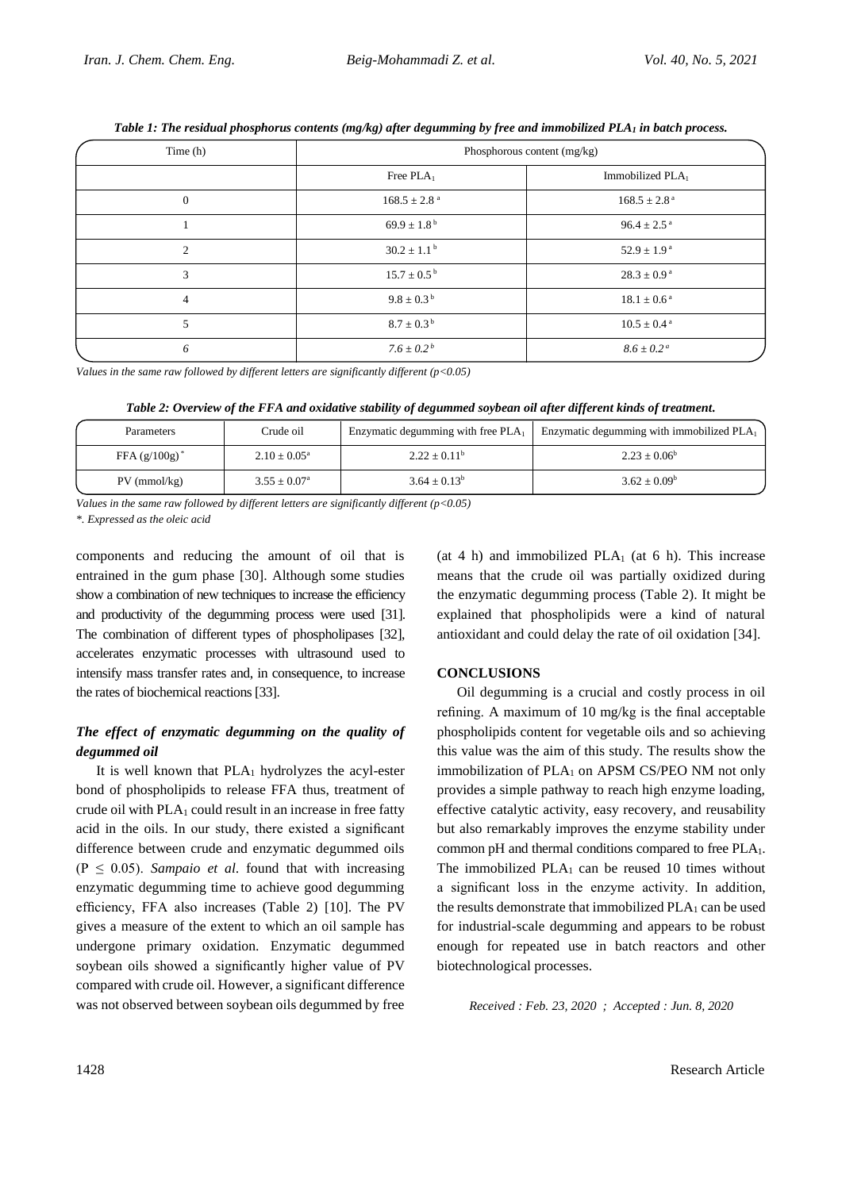*Table 1: The residual phosphorus contents (mg/kg) after degumming by free and immobilized $PLA_1$ in batch process.*

| Time (h) | Phosphorous content (mg/kg) | |
|---|---|---|
| | Free $PLA_1$ | Immobilized $PLA_1$ |
| 0 | $168.5 \pm 2.8^{a}$ | $168.5 \pm 2.8^{a}$ |
| 1 | $69.9 \pm 1.8^{b}$ | $96.4 \pm 2.5^{a}$ |
| 2 | $30.2 \pm 1.1^{b}$ | $52.9 \pm 1.9^{a}$ |
| 3 | $15.7 \pm 0.5^{b}$ | $28.3 \pm 0.9^{a}$ |
| 4 | $9.8 \pm 0.3^{b}$ | $18.1 \pm 0.6^{a}$ |
| 5 | $8.7 \pm 0.3^{b}$ | $10.5 \pm 0.4^{a}$ |
| 6 | $7.6 \pm 0.2^{b}$ | $8.6 \pm 0.2^{a}$ |

*Values in the same raw followed by different letters are significantly different ($p<0.05$)*

*Table 2: Overview of the FFA and oxidative stability of degummed soybean oil after different kinds of treatment.*

| Parameters | Crude oil | Enzymatic degumming with free $PLA_1$ | Enzymatic degumming with immobilized $PLA_1$ |
|---|---|---|---|
| FFA (g/100g)* | $2.10 \pm 0.05^{a}$ | $2.22 \pm 0.11^{b}$ | $2.23 \pm 0.06^{b}$ |
| PV (mmol/kg) | $3.55 \pm 0.07^{a}$ | $3.64 \pm 0.13^{b}$ | $3.62 \pm 0.09^{b}$ |

*Values in the same raw followed by different letters are significantly different ($p<0.05$)*

*\*. Expressed as the oleic acid*

components and reducing the amount of oil that is entrained in the gum phase [30]. Although some studies show a combination of new techniques to increase the efficiency and productivity of the degumming process were used [31]. The combination of different types of phospholipases [32], accelerates enzymatic processes with ultrasound used to intensify mass transfer rates and, in consequence, to increase the rates of biochemical reactions [33].

### *The effect of enzymatic degumming on the quality of degummed oil*

It is well known that $PLA_1$ hydrolyzes the acyl-ester bond of phospholipids to release FFA thus, treatment of crude oil with $PLA_1$ could result in an increase in free fatty acid in the oils. In our study, there existed a significant difference between crude and enzymatic degummed oils ($P \leq 0.05$). *Sampaio et al.* found that with increasing enzymatic degumming time to achieve good degumming efficiency, FFA also increases (Table 2) [10]. The PV gives a measure of the extent to which an oil sample has undergone primary oxidation. Enzymatic degummed soybean oils showed a significantly higher value of PV compared with crude oil. However, a significant difference was not observed between soybean oils degummed by free (at 4 h) and immobilized $PLA_1$ (at 6 h). This increase means that the crude oil was partially oxidized during the enzymatic degumming process (Table 2). It might be explained that phospholipids were a kind of natural antioxidant and could delay the rate of oil oxidation [34].

## CONCLUSIONS

Oil degumming is a crucial and costly process in oil refining. A maximum of 10 mg/kg is the final acceptable phospholipids content for vegetable oils and so achieving this value was the aim of this study. The results show the immobilization of $PLA_1$ on APSM CS/PEO NM not only provides a simple pathway to reach high enzyme loading, effective catalytic activity, easy recovery, and reusability but also remarkably improves the enzyme stability under common pH and thermal conditions compared to free $PLA_1$. The immobilized $PLA_1$ can be reused 10 times without a significant loss in the enzyme activity. In addition, the results demonstrate that immobilized $PLA_1$ can be used for industrial-scale degumming and appears to be robust enough for repeated use in batch reactors and other biotechnological processes.

*Received : Feb. 23, 2020 ; Accepted : Jun. 8, 2020*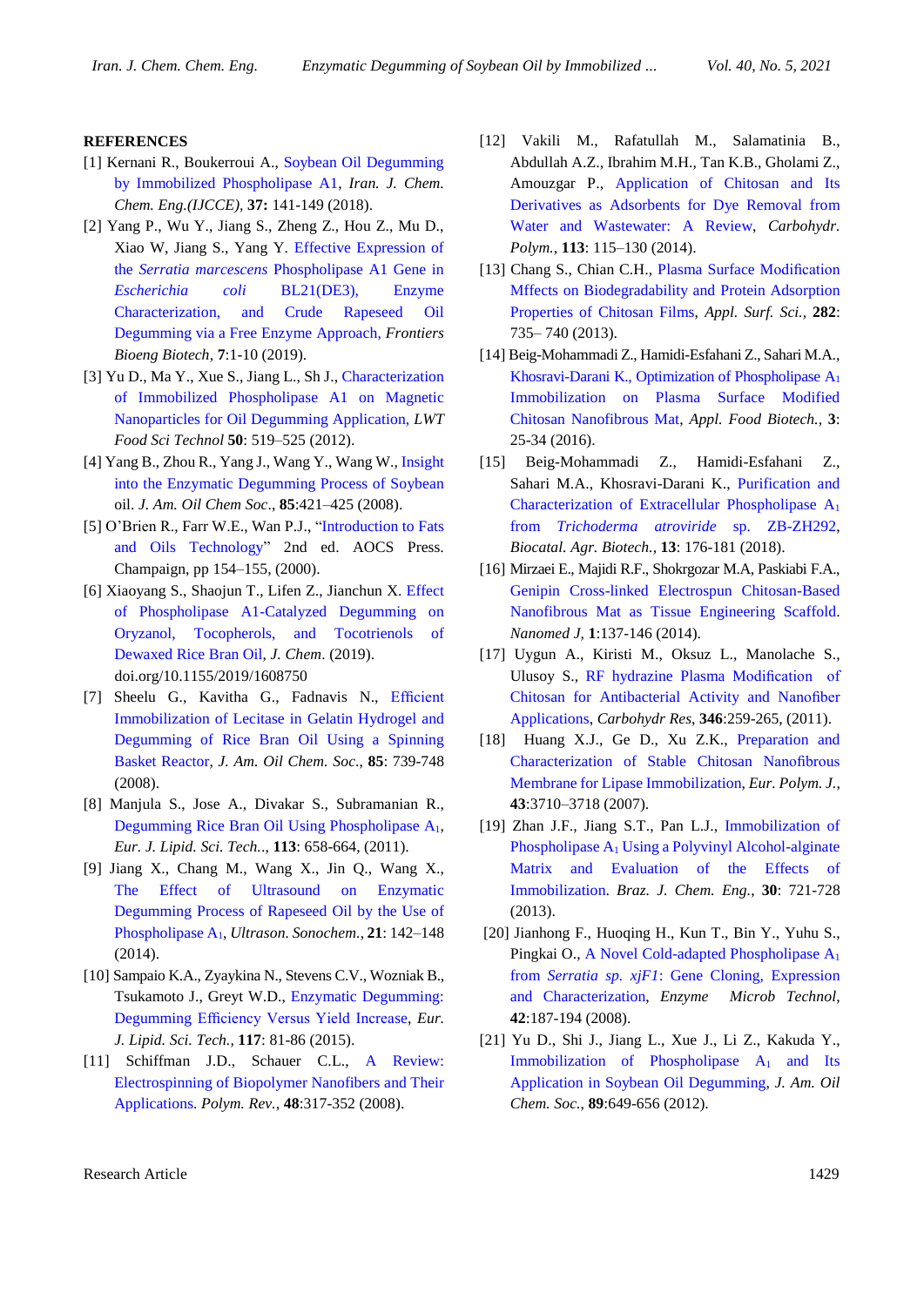## REFERENCES

[1] Kernani R., Boukerroui A., Soybean Oil Degumming by Immobilized Phospholipase A1, *Iran. J. Chem. Chem. Eng.(IJCCE)*, **37:** 141-149 (2018).

[2] Yang P., Wu Y., Jiang S., Zheng Z., Hou Z., Mu D., Xiao W, Jiang S., Yang Y. Effective Expression of the *Serratia marcescens* Phospholipase A1 Gene in *Escherichia coli* BL21(DE3), Enzyme Characterization, and Crude Rapeseed Oil Degumming via a Free Enzyme Approach, *Frontiers Bioeng Biotech*, **7**:1-10 (2019).

[3] Yu D., Ma Y., Xue S., Jiang L., Sh J., Characterization of Immobilized Phospholipase A1 on Magnetic Nanoparticles for Oil Degumming Application, *LWT Food Sci Technol* **50**: 519–525 (2012).

[4] Yang B., Zhou R., Yang J., Wang Y., Wang W., Insight into the Enzymatic Degumming Process of Soybean oil. *J. Am. Oil Chem Soc*., **85**:421–425 (2008).

[5] O'Brien R., Farr W.E., Wan P.J., "Introduction to Fats and Oils Technology" 2nd ed. AOCS Press. Champaign, pp 154–155, (2000).

[6] Xiaoyang S., Shaojun T., Lifen Z., Jianchun X. Effect of Phospholipase A1-Catalyzed Degumming on Oryzanol, Tocopherols, and Tocotrienols of Dewaxed Rice Bran Oil, *J. Chem*. (2019). doi.org/10.1155/2019/1608750

[7] Sheelu G., Kavitha G., Fadnavis N., Efficient Immobilization of Lecitase in Gelatin Hydrogel and Degumming of Rice Bran Oil Using a Spinning Basket Reactor, *J. Am. Oil Chem. Soc.*, **85**: 739-748 (2008).

[8] Manjula S., Jose A., Divakar S., Subramanian R., Degumming Rice Bran Oil Using Phospholipase $A_1$, *Eur. J. Lipid. Sci. Tech*., **113**: 658-664, (2011).

[9] Jiang X., Chang M., Wang X., Jin Q., Wang X., The Effect of Ultrasound on Enzymatic Degumming Process of Rapeseed Oil by the Use of Phospholipase $A_1$, *Ultrason. Sonochem.*, **21**: 142–148 (2014).

[10] Sampaio K.A., Zyaykina N., Stevens C.V., Wozniak B., Tsukamoto J., Greyt W.D., Enzymatic Degumming: Degumming Efficiency Versus Yield Increase, *Eur. J. Lipid. Sci. Tech.*, **117**: 81-86 (2015).

[11] Schiffman J.D., Schauer C.L., A Review: Electrospinning of Biopolymer Nanofibers and Their Applications. *Polym. Rev.*, **48**:317-352 (2008).

[12] Vakili M., Rafatullah M., Salamatinia B., Abdullah A.Z., Ibrahim M.H., Tan K.B., Gholami Z., Amouzgar P., Application of Chitosan and Its Derivatives as Adsorbents for Dye Removal from Water and Wastewater: A Review, *Carbohydr. Polym.*, **113**: 115–130 (2014).

[13] Chang S., Chian C.H., Plasma Surface Modification Mffects on Biodegradability and Protein Adsorption Properties of Chitosan Films, *Appl. Surf. Sci.*, **282**: 735– 740 (2013).

[14] Beig-Mohammadi Z., Hamidi-Esfahani Z., Sahari M.A., Khosravi-Darani K., Optimization of Phospholipase $A_1$ Immobilization on Plasma Surface Modified Chitosan Nanofibrous Mat, *Appl. Food Biotech.*, **3**: 25-34 (2016).

[15] Beig-Mohammadi Z., Hamidi-Esfahani Z., Sahari M.A., Khosravi-Darani K., Purification and Characterization of Extracellular Phospholipase $A_1$ from *Trichoderma atroviride* sp. ZB-ZH292, *Biocatal. Agr. Biotech.*, **13**: 176-181 (2018).

[16] Mirzaei E., Majidi R.F., Shokrgozar M.A, Paskiabi F.A., Genipin Cross-linked Electrospun Chitosan-Based Nanofibrous Mat as Tissue Engineering Scaffold. *Nanomed J*, **1**:137-146 (2014).

[17] Uygun A., Kiristi M., Oksuz L., Manolache S., Ulusoy S., RF hydrazine Plasma Modification of Chitosan for Antibacterial Activity and Nanofiber Applications, *Carbohydr Res*, **346**:259-265, (2011).

[18] Huang X.J., Ge D., Xu Z.K., Preparation and Characterization of Stable Chitosan Nanofibrous Membrane for Lipase Immobilization, *Eur. Polym. J.*, **43**:3710–3718 (2007).

[19] Zhan J.F., Jiang S.T., Pan L.J., Immobilization of Phospholipase $A_1$ Using a Polyvinyl Alcohol-alginate Matrix and Evaluation of the Effects of Immobilization. *Braz. J. Chem. Eng.*, **30**: 721-728 (2013).

[20] Jianhong F., Huoqing H., Kun T., Bin Y., Yuhu S., Pingkai O., A Novel Cold-adapted Phospholipase $A_1$ from *Serratia sp. xjF1*: Gene Cloning, Expression and Characterization, *Enzyme Microb Technol*, **42**:187-194 (2008).

[21] Yu D., Shi J., Jiang L., Xue J., Li Z., Kakuda Y., Immobilization of Phospholipase $A_1$ and Its Application in Soybean Oil Degumming, *J. Am. Oil Chem. Soc.*, **89**:649-656 (2012).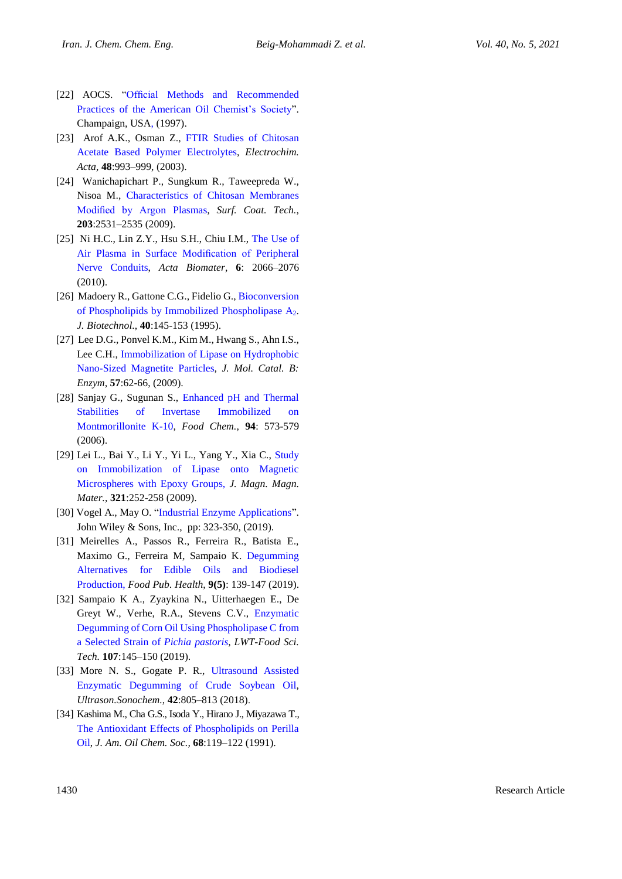[22] AOCS. "Official Methods and Recommended Practices of the American Oil Chemist's Society". Champaign, USA, (1997).

[23] Arof A.K., Osman Z., FTIR Studies of Chitosan Acetate Based Polymer Electrolytes, *Electrochim. Acta*, **48**:993–999, (2003).

[24] Wanichapichart P., Sungkum R., Taweepreda W., Nisoa M., Characteristics of Chitosan Membranes Modified by Argon Plasmas, *Surf. Coat. Tech.*, **203**:2531–2535 (2009).

[25] Ni H.C., Lin Z.Y., Hsu S.H., Chiu I.M., The Use of Air Plasma in Surface Modification of Peripheral Nerve Conduits, *Acta Biomater*, **6**: 2066–2076 (2010).

[26] Madoery R., Gattone C.G., Fidelio G., Bioconversion of Phospholipids by Immobilized Phospholipase $A_2$. *J. Biotechnol.*, **40**:145-153 (1995).

[27] Lee D.G., Ponvel K.M., Kim M., Hwang S., Ahn I.S., Lee C.H., Immobilization of Lipase on Hydrophobic Nano-Sized Magnetite Particles, *J. Mol. Catal. B: Enzym*, **57**:62-66, (2009).

[28] Sanjay G., Sugunan S., Enhanced pH and Thermal Stabilities of Invertase Immobilized on Montmorillonite K-10, *Food Chem.*, **94**: 573-579 (2006).

[29] Lei L., Bai Y., Li Y., Yi L., Yang Y., Xia C., Study on Immobilization of Lipase onto Magnetic Microspheres with Epoxy Groups, *J. Magn. Magn. Mater.*, **321**:252-258 (2009).

[30] Vogel A., May O. "Industrial Enzyme Applications". John Wiley & Sons, Inc., pp: 323-350, (2019).

[31] Meirelles A., Passos R., Ferreira R., Batista E., Maximo G., Ferreira M, Sampaio K. Degumming Alternatives for Edible Oils and Biodiesel Production, *Food Pub. Health*, **9(5)**: 139-147 (2019).

[32] Sampaio K A., Zyaykina N., Uitterhaegen E., De Greyt W., Verhe, R.A., Stevens C.V., Enzymatic Degumming of Corn Oil Using Phospholipase C from a Selected Strain of *Pichia pastoris*, *LWT-Food Sci. Tech.* **107**:145–150 (2019).

[33] More N. S., Gogate P. R., Ultrasound Assisted Enzymatic Degumming of Crude Soybean Oil, *Ultrason.Sonochem.*, **42**:805–813 (2018).

[34] Kashima M., Cha G.S., Isoda Y., Hirano J., Miyazawa T., The Antioxidant Effects of Phospholipids on Perilla Oil, *J. Am. Oil Chem. Soc.*, **68**:119–122 (1991).